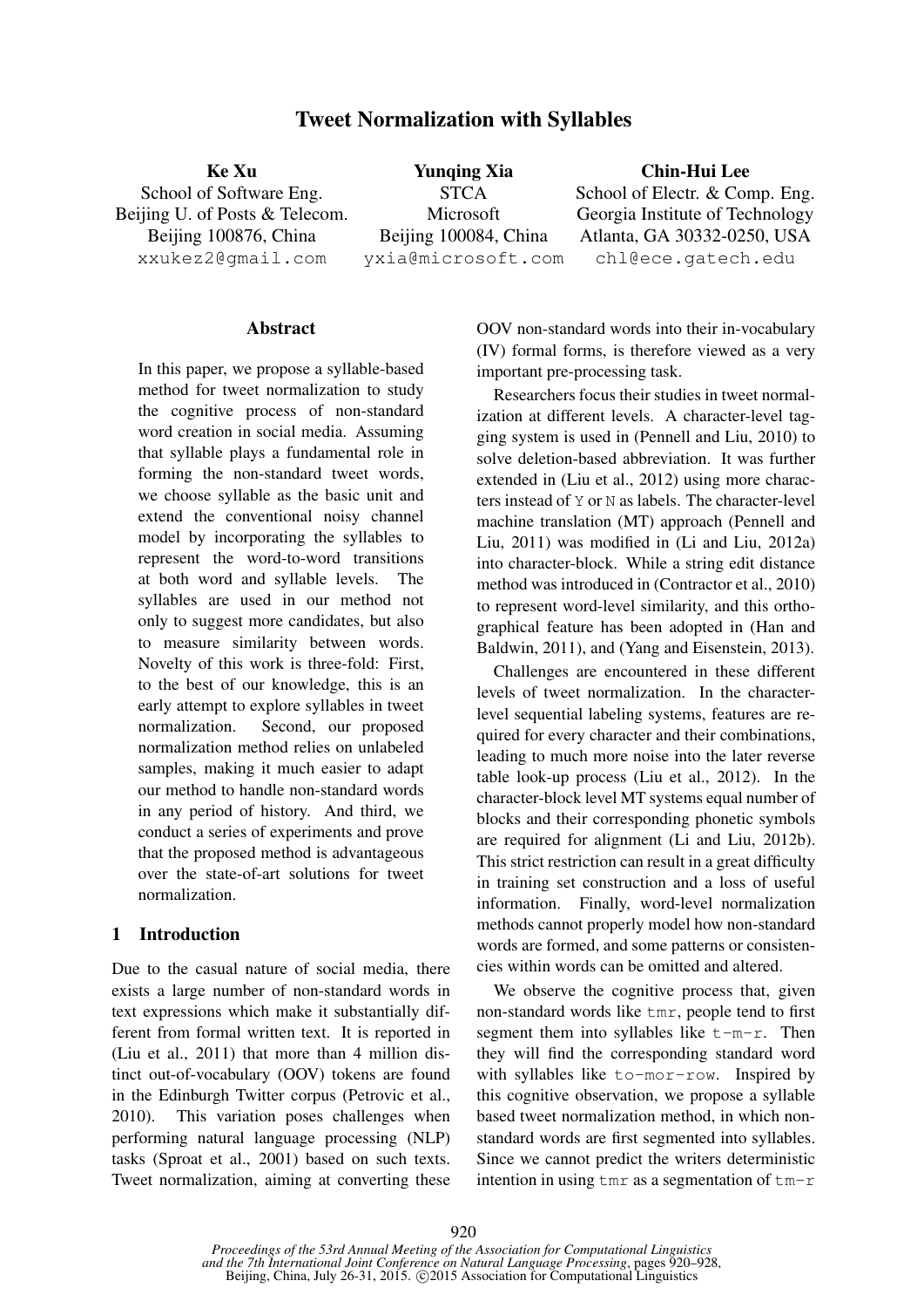# Tweet Normalization with Syllables

**Ke Xu**
School of Software Eng.
Beijing U. of Posts & Telecom.
Beijing 100876, China
xxukez2@gmail.com

**Yunqing Xia**
STCA
Microsoft
Beijing 100084, China
yxia@microsoft.com

**Chin-Hui Lee**
School of Electr. & Comp. Eng.
Georgia Institute of Technology
Atlanta, GA 30332-0250, USA
chl@ece.gatech.edu

## Abstract

In this paper, we propose a syllable-based method for tweet normalization to study the cognitive process of non-standard word creation in social media. Assuming that syllable plays a fundamental role in forming the non-standard tweet words, we choose syllable as the basic unit and extend the conventional noisy channel model by incorporating the syllables to represent the word-to-word transitions at both word and syllable levels. The syllables are used in our method not only to suggest more candidates, but also to measure similarity between words. Novelty of this work is three-fold: First, to the best of our knowledge, this is an early attempt to explore syllables in tweet normalization. Second, our proposed normalization method relies on unlabeled samples, making it much easier to adapt our method to handle non-standard words in any period of history. And third, we conduct a series of experiments and prove that the proposed method is advantageous over the state-of-art solutions for tweet normalization.

## 1 Introduction

Due to the casual nature of social media, there exists a large number of non-standard words in text expressions which make it substantially different from formal written text. It is reported in (Liu et al., 2011) that more than 4 million distinct out-of-vocabulary (OOV) tokens are found in the Edinburgh Twitter corpus (Petrovic et al., 2010). This variation poses challenges when performing natural language processing (NLP) tasks (Sproat et al., 2001) based on such texts. Tweet normalization, aiming at converting these OOV non-standard words into their in-vocabulary (IV) formal forms, is therefore viewed as a very important pre-processing task.

Researchers focus their studies in tweet normalization at different levels. A character-level tagging system is used in (Pennell and Liu, 2010) to solve deletion-based abbreviation. It was further extended in (Liu et al., 2012) using more characters instead of `Y` or `N` as labels. The character-level machine translation (MT) approach (Pennell and Liu, 2011) was modified in (Li and Liu, 2012a) into character-block. While a string edit distance method was introduced in (Contractor et al., 2010) to represent word-level similarity, and this orthographical feature has been adopted in (Han and Baldwin, 2011), and (Yang and Eisenstein, 2013).

Challenges are encountered in these different levels of tweet normalization. In the character-level sequential labeling systems, features are required for every character and their combinations, leading to much more noise into the later reverse table look-up process (Liu et al., 2012). In the character-block level MT systems equal number of blocks and their corresponding phonetic symbols are required for alignment (Li and Liu, 2012b). This strict restriction can result in a great difficulty in training set construction and a loss of useful information. Finally, word-level normalization methods cannot properly model how non-standard words are formed, and some patterns or consistencies within words can be omitted and altered.

We observe the cognitive process that, given non-standard words like `tmr`, people tend to first segment them into syllables like `t-m-r`. Then they will find the corresponding standard word with syllables like `to-mor-row`. Inspired by this cognitive observation, we propose a syllable based tweet normalization method, in which non-standard words are first segmented into syllables. Since we cannot predict the writers deterministic intention in using `tmr` as a segmentation of `tm-r`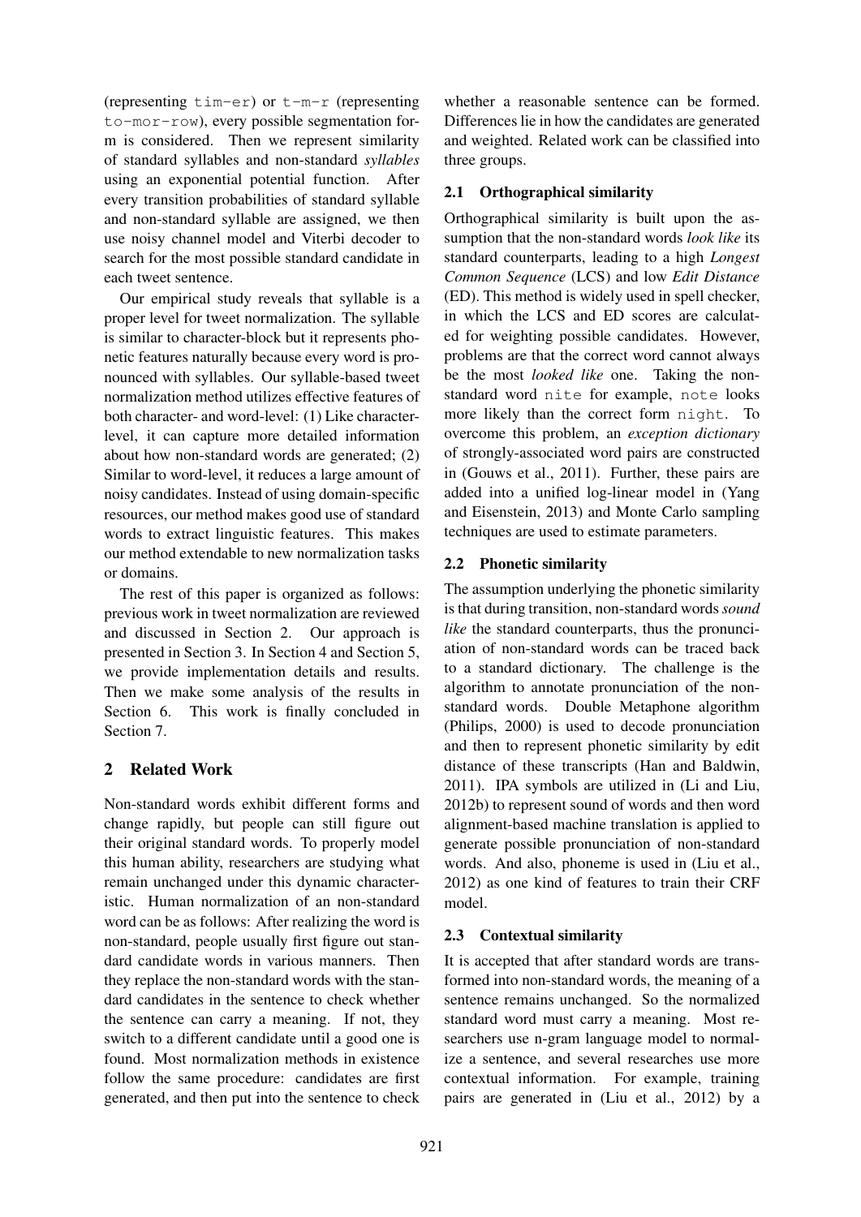(representing tim-er) or t-m-r (representing to-mor-row), every possible segmentation form is considered. Then we represent similarity of standard syllables and non-standard *syllables* using an exponential potential function. After every transition probabilities of standard syllable and non-standard syllable are assigned, we then use noisy channel model and Viterbi decoder to search for the most possible standard candidate in each tweet sentence.

Our empirical study reveals that syllable is a proper level for tweet normalization. The syllable is similar to character-block but it represents phonetic features naturally because every word is pronounced with syllables. Our syllable-based tweet normalization method utilizes effective features of both character- and word-level: (1) Like character-level, it can capture more detailed information about how non-standard words are generated; (2) Similar to word-level, it reduces a large amount of noisy candidates. Instead of using domain-specific resources, our method makes good use of standard words to extract linguistic features. This makes our method extendable to new normalization tasks or domains.

The rest of this paper is organized as follows: previous work in tweet normalization are reviewed and discussed in Section 2. Our approach is presented in Section 3. In Section 4 and Section 5, we provide implementation details and results. Then we make some analysis of the results in Section 6. This work is finally concluded in Section 7.

## 2 Related Work

Non-standard words exhibit different forms and change rapidly, but people can still figure out their original standard words. To properly model this human ability, researchers are studying what remain unchanged under this dynamic characteristic. Human normalization of an non-standard word can be as follows: After realizing the word is non-standard, people usually first figure out standard candidate words in various manners. Then they replace the non-standard words with the standard candidates in the sentence to check whether the sentence can carry a meaning. If not, they switch to a different candidate until a good one is found. Most normalization methods in existence follow the same procedure: candidates are first generated, and then put into the sentence to check whether a reasonable sentence can be formed. Differences lie in how the candidates are generated and weighted. Related work can be classified into three groups.

### 2.1 Orthographical similarity

Orthographical similarity is built upon the assumption that the non-standard words *look like* its standard counterparts, leading to a high *Longest Common Sequence* (LCS) and low *Edit Distance* (ED). This method is widely used in spell checker, in which the LCS and ED scores are calculated for weighting possible candidates. However, problems are that the correct word cannot always be the most *looked like* one. Taking the non-standard word nite for example, note looks more likely than the correct form night. To overcome this problem, an *exception dictionary* of strongly-associated word pairs are constructed in (Gouws et al., 2011). Further, these pairs are added into a unified log-linear model in (Yang and Eisenstein, 2013) and Monte Carlo sampling techniques are used to estimate parameters.

### 2.2 Phonetic similarity

The assumption underlying the phonetic similarity is that during transition, non-standard words *sound like* the standard counterparts, thus the pronunciation of non-standard words can be traced back to a standard dictionary. The challenge is the algorithm to annotate pronunciation of the non-standard words. Double Metaphone algorithm (Philips, 2000) is used to decode pronunciation and then to represent phonetic similarity by edit distance of these transcripts (Han and Baldwin, 2011). IPA symbols are utilized in (Li and Liu, 2012b) to represent sound of words and then word alignment-based machine translation is applied to generate possible pronunciation of non-standard words. And also, phoneme is used in (Liu et al., 2012) as one kind of features to train their CRF model.

### 2.3 Contextual similarity

It is accepted that after standard words are transformed into non-standard words, the meaning of a sentence remains unchanged. So the normalized standard word must carry a meaning. Most researchers use n-gram language model to normalize a sentence, and several researches use more contextual information. For example, training pairs are generated in (Liu et al., 2012) by a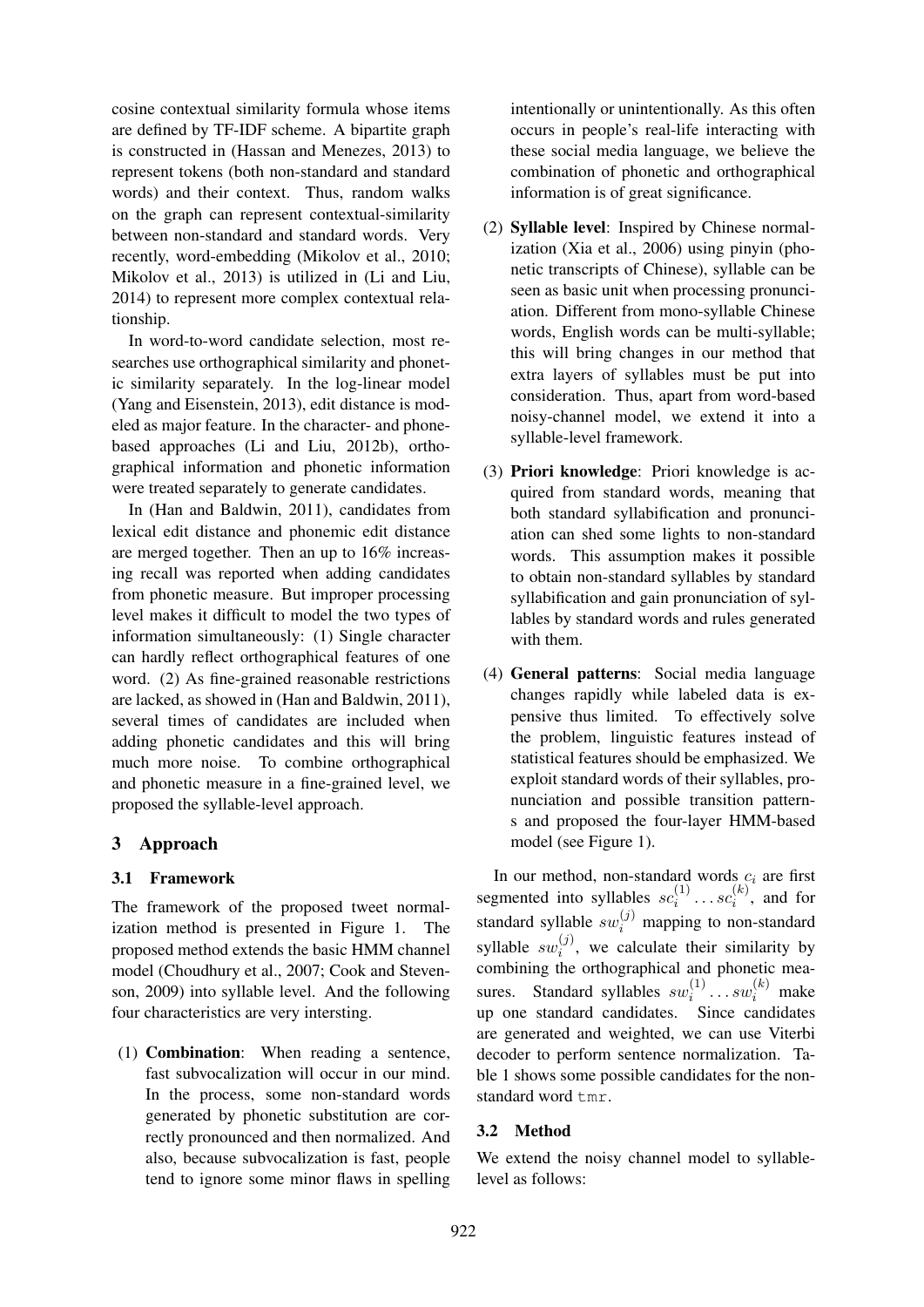cosine contextual similarity formula whose items are defined by TF-IDF scheme. A bipartite graph is constructed in (Hassan and Menezes, 2013) to represent tokens (both non-standard and standard words) and their context. Thus, random walks on the graph can represent contextual-similarity between non-standard and standard words. Very recently, word-embedding (Mikolov et al., 2010; Mikolov et al., 2013) is utilized in (Li and Liu, 2014) to represent more complex contextual relationship.

In word-to-word candidate selection, most researches use orthographical similarity and phonetic similarity separately. In the log-linear model (Yang and Eisenstein, 2013), edit distance is modeled as major feature. In the character- and phone-based approaches (Li and Liu, 2012b), orthographical information and phonetic information were treated separately to generate candidates.

In (Han and Baldwin, 2011), candidates from lexical edit distance and phonemic edit distance are merged together. Then an up to 16% increasing recall was reported when adding candidates from phonetic measure. But improper processing level makes it difficult to model the two types of information simultaneously: (1) Single character can hardly reflect orthographical features of one word. (2) As fine-grained reasonable restrictions are lacked, as showed in (Han and Baldwin, 2011), several times of candidates are included when adding phonetic candidates and this will bring much more noise. To combine orthographical and phonetic measure in a fine-grained level, we proposed the syllable-level approach.

## 3 Approach

### 3.1 Framework

The framework of the proposed tweet normalization method is presented in Figure 1. The proposed method extends the basic HMM channel model (Choudhury et al., 2007; Cook and Stevenson, 2009) into syllable level. And the following four characteristics are very intersting.

(1) **Combination**: When reading a sentence, fast subvocalization will occur in our mind. In the process, some non-standard words generated by phonetic substitution are correctly pronounced and then normalized. And also, because subvocalization is fast, people tend to ignore some minor flaws in spelling intentionally or unintentionally. As this often occurs in people's real-life interacting with these social media language, we believe the combination of phonetic and orthographical information is of great significance.

(2) **Syllable level**: Inspired by Chinese normalization (Xia et al., 2006) using pinyin (phonetic transcripts of Chinese), syllable can be seen as basic unit when processing pronunciation. Different from mono-syllable Chinese words, English words can be multi-syllable; this will bring changes in our method that extra layers of syllables must be put into consideration. Thus, apart from word-based noisy-channel model, we extend it into a syllable-level framework.

(3) **Priori knowledge**: Priori knowledge is acquired from standard words, meaning that both standard syllabification and pronunciation can shed some lights to non-standard words. This assumption makes it possible to obtain non-standard syllables by standard syllabification and gain pronunciation of syllables by standard words and rules generated with them.

(4) **General patterns**: Social media language changes rapidly while labeled data is expensive thus limited. To effectively solve the problem, linguistic features instead of statistical features should be emphasized. We exploit standard words of their syllables, pronunciation and possible transition patterns and proposed the four-layer HMM-based model (see Figure 1).

In our method, non-standard words $c_i$ are first segmented into syllables $sc_i^{(1)} \dots sc_i^{(k)}$, and for standard syllable $sw_i^{(j)}$ mapping to non-standard syllable $sw_i^{(j)}$, we calculate their similarity by combining the orthographical and phonetic measures. Standard syllables $sw_i^{(1)} \dots sw_i^{(k)}$ make up one standard candidates. Since candidates are generated and weighted, we can use Viterbi decoder to perform sentence normalization. Table 1 shows some possible candidates for the non-standard word `tmr`.

### 3.2 Method

We extend the noisy channel model to syllable-level as follows: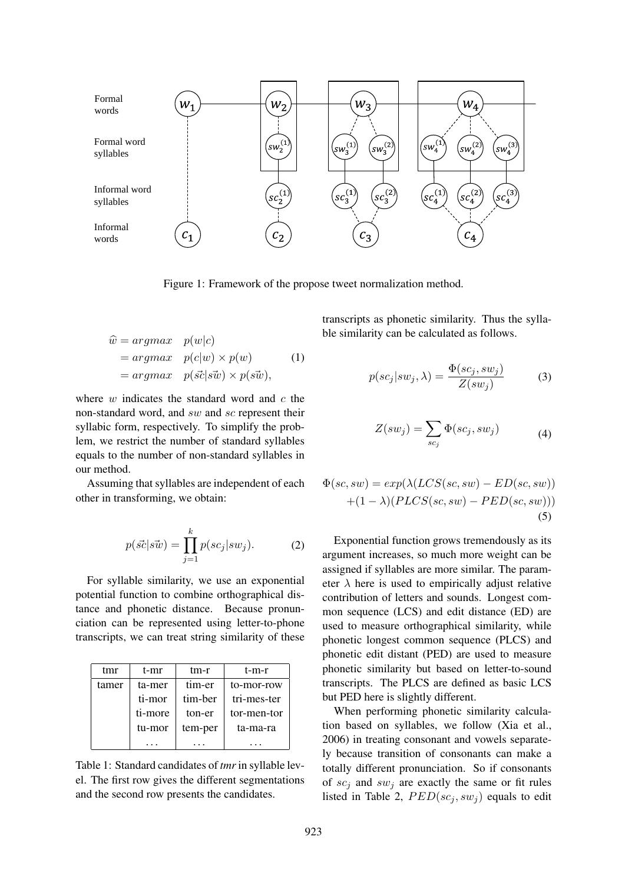Formal words

Formal word syllables

Informal word syllables

Informal words

Figure 1: Framework of the propose tweet normalization method.

$$
\begin{aligned}
\widehat{w} &= argmax \quad p(w|c) \\
&= argmax \quad p(c|w) \times p(w) \\
&= argmax \quad p(\vec{sc}|\vec{sw}) \times p(\vec{sw}),
\end{aligned} \tag{1}
$$

where $w$ indicates the standard word and $c$ the non-standard word, and $sw$ and $sc$ represent their syllabic form, respectively. To simplify the problem, we restrict the number of standard syllables equals to the number of non-standard syllables in our method.

Assuming that syllables are independent of each other in transforming, we obtain:

$$
p(\vec{sc}|\vec{sw}) = \prod_{j=1}^{k} p(sc_j|sw_j). \tag{2}
$$

For syllable similarity, we use an exponential potential function to combine orthographical distance and phonetic distance. Because pronunciation can be represented using letter-to-phone transcripts, we can treat string similarity of these transcripts as phonetic similarity. Thus the syllable similarity can be calculated as follows.

| tmr | t-mr | tm-r | t-m-r |
|---|---|---|---|
| tamer | ta-mer | tim-er | to-mor-row |
| | ti-mor | tim-ber | tri-mes-ter |
| | ti-more | ton-er | tor-men-tor |
| | tu-mor | tem-per | ta-ma-ra |
| | ... | ... | ... |

Table 1: Standard candidates of *tmr* in syllable level. The first row gives the different segmentations and the second row presents the candidates.

$$
p(sc_j|sw_j, \lambda) = \frac{\Phi(sc_j, sw_j)}{Z(sw_j)} \tag{3}
$$

$$
Z(sw_j) = \sum_{sc_j} \Phi(sc_j, sw_j) \tag{4}
$$

$$
\begin{aligned}
\Phi(sc, sw) = exp(&\lambda(LCS(sc, sw) - ED(sc, sw)) \\
&+ (1 - \lambda)(PLCS(sc, sw) - PED(sc, sw)))
\end{aligned} \tag{5}
$$

Exponential function grows tremendously as its argument increases, so much more weight can be assigned if syllables are more similar. The parameter $\lambda$ here is used to empirically adjust relative contribution of letters and sounds. Longest common sequence (LCS) and edit distance (ED) are used to measure orthographical similarity, while phonetic longest common sequence (PLCS) and phonetic edit distant (PED) are used to measure phonetic similarity but based on letter-to-sound transcripts. The PLCS are defined as basic LCS but PED here is slightly different.

When performing phonetic similarity calculation based on syllables, we follow (Xia et al., 2006) in treating consonant and vowels separately because transition of consonants can make a totally different pronunciation. So if consonants of $sc_j$ and $sw_j$ are exactly the same or fit rules listed in Table 2, $PED(sc_j, sw_j)$ equals to edit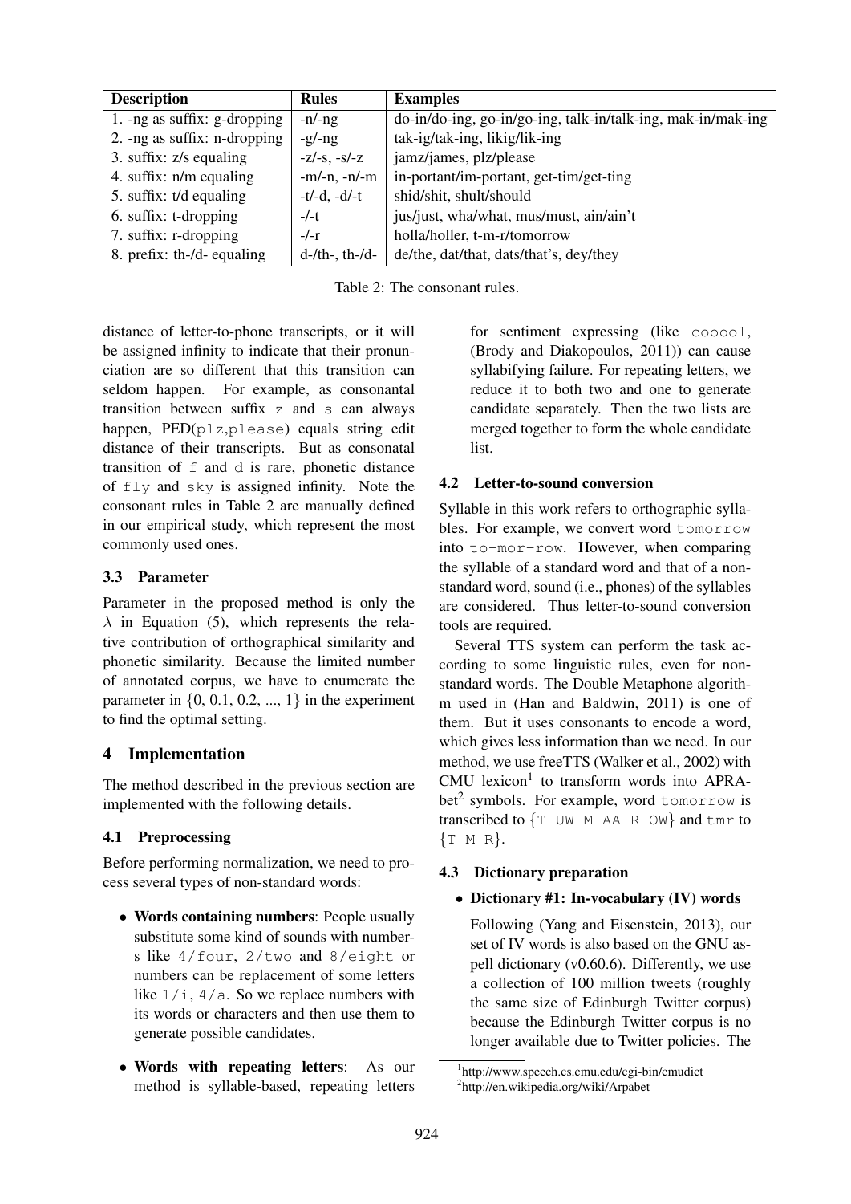| Description | Rules | Examples |
| --- | --- | --- |
| 1. -ng as suffix: g-dropping | -n/-ng | do-in/do-ing, go-in/go-ing, talk-in/talk-ing, mak-in/mak-ing |
| 2. -ng as suffix: n-dropping | -g/-ng | tak-ig/tak-ing, likig/lik-ing |
| 3. suffix: z/s equaling | -z/-s, -s/-z | jamz/james, plz/please |
| 4. suffix: n/m equaling | -m/-n, -n/-m | in-portant/im-portant, get-tim/get-ting |
| 5. suffix: t/d equaling | -t/-d, -d/-t | shid/shit, shult/should |
| 6. suffix: t-dropping | -/-t | jus/just, wha/what, mus/must, ain/ain't |
| 7. suffix: r-dropping | -/-r | holla/holler, t-m-r/tomorrow |
| 8. prefix: th-/d- equaling | d-/th-, th-/d- | de/the, dat/that, dats/that's, dey/they |

Table 2: The consonant rules.

distance of letter-to-phone transcripts, or it will be assigned infinity to indicate that their pronunciation are so different that this transition can seldom happen. For example, as consonantal transition between suffix `z` and `s` can always happen, PED(`plz`,`please`) equals string edit distance of their transcripts. But as consonatal transition of `f` and `d` is rare, phonetic distance of `fly` and `sky` is assigned infinity. Note the consonant rules in Table 2 are manually defined in our empirical study, which represent the most commonly used ones.

### 3.3 Parameter

Parameter in the proposed method is only the $\lambda$ in Equation (5), which represents the relative contribution of orthographical similarity and phonetic similarity. Because the limited number of annotated corpus, we have to enumerate the parameter in $\{0, 0.1, 0.2, ..., 1\}$ in the experiment to find the optimal setting.

## 4 Implementation

The method described in the previous section are implemented with the following details.

### 4.1 Preprocessing

Before performing normalization, we need to process several types of non-standard words:

- **Words containing numbers**: People usually substitute some kind of sounds with numbers like `4/four`, `2/two` and `8/eight` or numbers can be replacement of some letters like `1/i`, `4/a`. So we replace numbers with its words or characters and then use them to generate possible candidates.

- **Words with repeating letters**: As our method is syllable-based, repeating letters for sentiment expressing (like `cooool`, (Brody and Diakopoulos, 2011)) can cause syllabifying failure. For repeating letters, we reduce it to both two and one to generate candidate separately. Then the two lists are merged together to form the whole candidate list.

### 4.2 Letter-to-sound conversion

Syllable in this work refers to orthographic syllables. For example, we convert word `tomorrow` into `to-mor-row`. However, when comparing the syllable of a standard word and that of a non-standard word, sound (i.e., phones) of the syllables are considered. Thus letter-to-sound conversion tools are required.

Several TTS system can perform the task according to some linguistic rules, even for non-standard words. The Double Metaphone algorithm used in (Han and Baldwin, 2011) is one of them. But it uses consonants to encode a word, which gives less information than we need. In our method, we use freeTTS (Walker et al., 2002) with CMU lexicon[1] to transform words into APRAbet[2] symbols. For example, word `tomorrow` is transcribed to {`T-UW M-AA R-OW`} and `tmr` to {`T M R`}.

### 4.3 Dictionary preparation

- **Dictionary #1: In-vocabulary (IV) words**

  Following (Yang and Eisenstein, 2013), our set of IV words is also based on the GNU aspell dictionary (v0.60.6). Differently, we use a collection of 100 million tweets (roughly the same size of Edinburgh Twitter corpus) because the Edinburgh Twitter corpus is no longer available due to Twitter policies. The

[1] http://www.speech.cs.cmu.edu/cgi-bin/cmudict
[2] http://en.wikipedia.org/wiki/Arpabet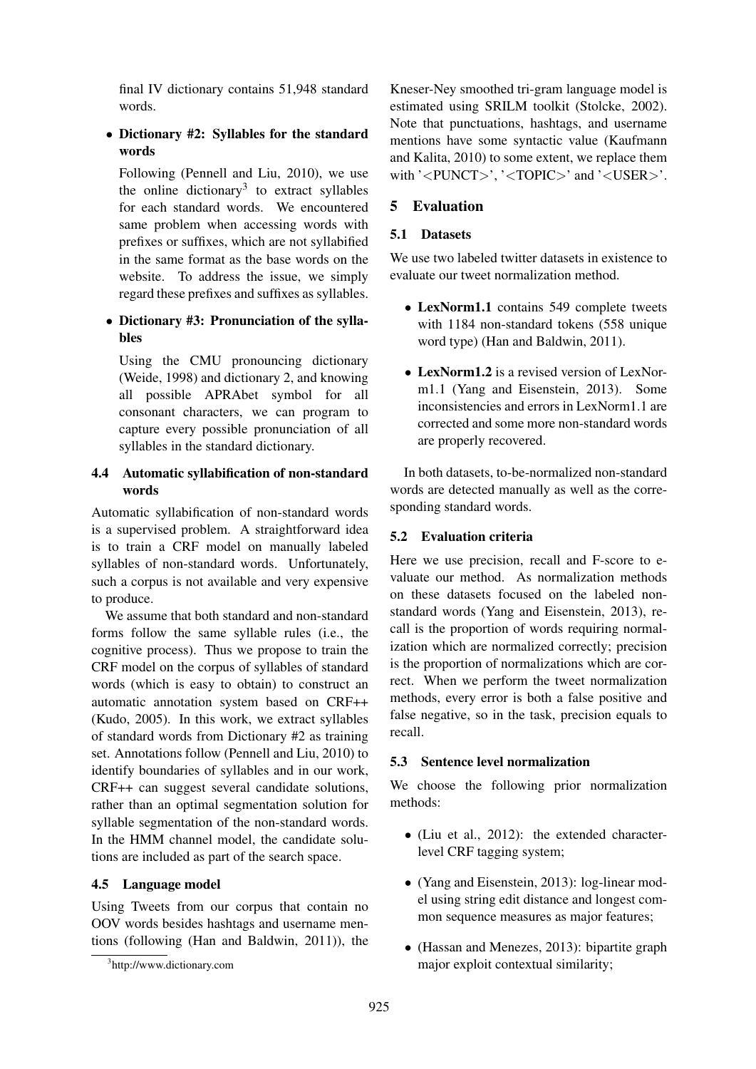final IV dictionary contains 51,948 standard words.

- **Dictionary #2: Syllables for the standard words**

  Following (Pennell and Liu, 2010), we use the online dictionary[3] to extract syllables for each standard words. We encountered same problem when accessing words with prefixes or suffixes, which are not syllabified in the same format as the base words on the website. To address the issue, we simply regard these prefixes and suffixes as syllables.

- **Dictionary #3: Pronunciation of the syllables**

  Using the CMU pronouncing dictionary (Weide, 1998) and dictionary 2, and knowing all possible APRAbet symbol for all consonant characters, we can program to capture every possible pronunciation of all syllables in the standard dictionary.

### 4.4 Automatic syllabification of non-standard words

Automatic syllabification of non-standard words is a supervised problem. A straightforward idea is to train a CRF model on manually labeled syllables of non-standard words. Unfortunately, such a corpus is not available and very expensive to produce.

We assume that both standard and non-standard forms follow the same syllable rules (i.e., the cognitive process). Thus we propose to train the CRF model on the corpus of syllables of standard words (which is easy to obtain) to construct an automatic annotation system based on CRF++ (Kudo, 2005). In this work, we extract syllables of standard words from Dictionary #2 as training set. Annotations follow (Pennell and Liu, 2010) to identify boundaries of syllables and in our work, CRF++ can suggest several candidate solutions, rather than an optimal segmentation solution for syllable segmentation of the non-standard words. In the HMM channel model, the candidate solutions are included as part of the search space.

### 4.5 Language model

Using Tweets from our corpus that contain no OOV words besides hashtags and username mentions (following (Han and Baldwin, 2011)), the Kneser-Ney smoothed tri-gram language model is estimated using SRILM toolkit (Stolcke, 2002). Note that punctuations, hashtags, and username mentions have some syntactic value (Kaufmann and Kalita, 2010) to some extent, we replace them with '<PUNCT>', '<TOPIC>' and '<USER>'.

## 5 Evaluation

### 5.1 Datasets

We use two labeled twitter datasets in existence to evaluate our tweet normalization method.

- **LexNorm1.1** contains 549 complete tweets with 1184 non-standard tokens (558 unique word type) (Han and Baldwin, 2011).
- **LexNorm1.2** is a revised version of LexNorm1.1 (Yang and Eisenstein, 2013). Some inconsistencies and errors in LexNorm1.1 are corrected and some more non-standard words are properly recovered.

In both datasets, to-be-normalized non-standard words are detected manually as well as the corresponding standard words.

### 5.2 Evaluation criteria

Here we use precision, recall and F-score to evaluate our method. As normalization methods on these datasets focused on the labeled non-standard words (Yang and Eisenstein, 2013), recall is the proportion of words requiring normalization which are normalized correctly; precision is the proportion of normalizations which are correct. When we perform the tweet normalization methods, every error is both a false positive and false negative, so in the task, precision equals to recall.

### 5.3 Sentence level normalization

We choose the following prior normalization methods:

- (Liu et al., 2012): the extended character-level CRF tagging system;
- (Yang and Eisenstein, 2013): log-linear model using string edit distance and longest common sequence measures as major features;
- (Hassan and Menezes, 2013): bipartite graph major exploit contextual similarity;

[3] http://www.dictionary.com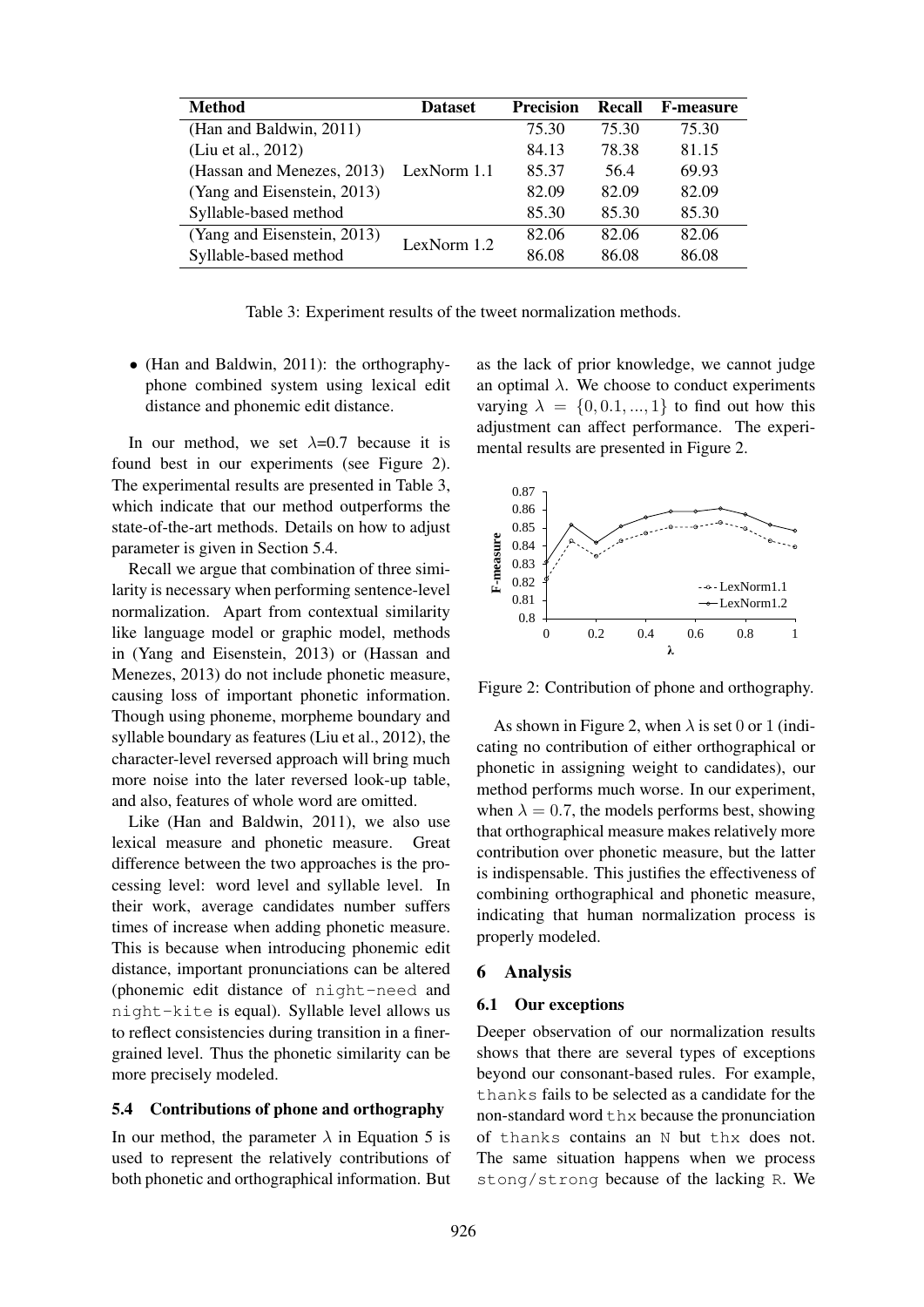| Method | Dataset | Precision | Recall | F-measure |
|---|---|---|---|---|
| (Han and Baldwin, 2011) | LexNorm 1.1 | 75.30 | 75.30 | 75.30 |
| (Liu et al., 2012) | | 84.13 | 78.38 | 81.15 |
| (Hassan and Menezes, 2013) | | 85.37 | 56.4 | 69.93 |
| (Yang and Eisenstein, 2013) | | 82.09 | 82.09 | 82.09 |
| Syllable-based method | | 85.30 | 85.30 | 85.30 |
| (Yang and Eisenstein, 2013) | LexNorm 1.2 | 82.06 | 82.06 | 82.06 |
| Syllable-based method | | 86.08 | 86.08 | 86.08 |

Table 3: Experiment results of the tweet normalization methods.

- (Han and Baldwin, 2011): the orthography-phone combined system using lexical edit distance and phonemic edit distance.

In our method, we set $\lambda$=0.7 because it is found best in our experiments (see Figure 2). The experimental results are presented in Table 3, which indicate that our method outperforms the state-of-the-art methods. Details on how to adjust parameter is given in Section 5.4.

Recall we argue that combination of three similarity is necessary when performing sentence-level normalization. Apart from contextual similarity like language model or graphic model, methods in (Yang and Eisenstein, 2013) or (Hassan and Menezes, 2013) do not include phonetic measure, causing loss of important phonetic information. Though using phoneme, morpheme boundary and syllable boundary as features (Liu et al., 2012), the character-level reversed approach will bring much more noise into the later reversed look-up table, and also, features of whole word are omitted.

Like (Han and Baldwin, 2011), we also use lexical measure and phonetic measure. Great difference between the two approaches is the processing level: word level and syllable level. In their work, average candidates number suffers times of increase when adding phonetic measure. This is because when introducing phonemic edit distance, important pronunciations can be altered (phonemic edit distance of `night-need` and `night-kite` is equal). Syllable level allows us to reflect consistencies during transition in a finer-grained level. Thus the phonetic similarity can be more precisely modeled.

### 5.4 Contributions of phone and orthography

In our method, the parameter $\lambda$ in Equation 5 is used to represent the relatively contributions of both phonetic and orthographical information. But as the lack of prior knowledge, we cannot judge an optimal $\lambda$. We choose to conduct experiments varying $\lambda = \{0, 0.1, ..., 1\}$ to find out how this adjustment can affect performance. The experimental results are presented in Figure 2.

Figure 2: Contribution of phone and orthography.

As shown in Figure 2, when $\lambda$ is set 0 or 1 (indicating no contribution of either orthographical or phonetic in assigning weight to candidates), our method performs much worse. In our experiment, when $\lambda = 0.7$, the models performs best, showing that orthographical measure makes relatively more contribution over phonetic measure, but the latter is indispensable. This justifies the effectiveness of combining orthographical and phonetic measure, indicating that human normalization process is properly modeled.

## 6 Analysis

### 6.1 Our exceptions

Deeper observation of our normalization results shows that there are several types of exceptions beyond our consonant-based rules. For example, `thanks` fails to be selected as a candidate for the non-standard word `thx` because the pronunciation of `thanks` contains an `N` but `thx` does not. The same situation happens when we process `stong/strong` because of the lacking `R`. We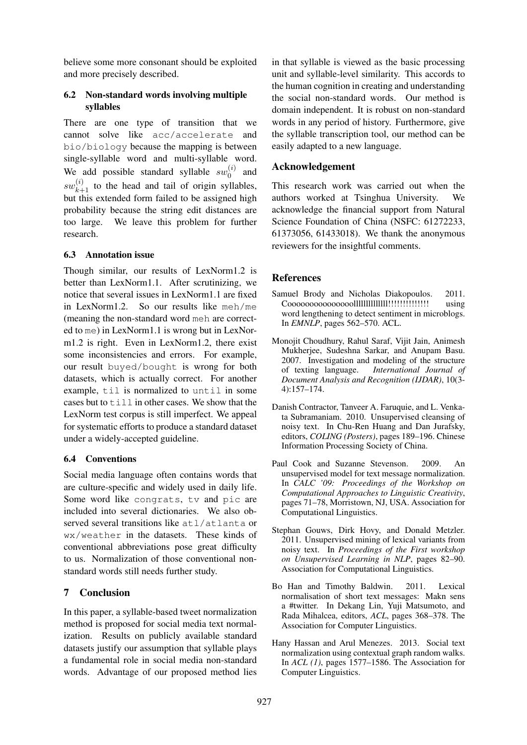believe some more consonant should be exploited and more precisely described.

### 6.2 Non-standard words involving multiple syllables

There are one type of transition that we cannot solve like `acc/accelerate` and `bio/biology` because the mapping is between single-syllable word and multi-syllable word. We add possible standard syllable $sw_0^{(i)}$ and $sw_{k+1}^{(i)}$ to the head and tail of origin syllables, but this extended form failed to be assigned high probability because the string edit distances are too large. We leave this problem for further research.

### 6.3 Annotation issue

Though similar, our results of LexNorm1.2 is better than LexNorm1.1. After scrutinizing, we notice that several issues in LexNorm1.1 are fixed in LexNorm1.2. So our results like `meh/me` (meaning the non-standard word `meh` are corrected to `me`) in LexNorm1.1 is wrong but in LexNorm1.2 is right. Even in LexNorm1.2, there exist some inconsistencies and errors. For example, our result `buyed/bought` is wrong for both datasets, which is actually correct. For another example, `til` is normalized to `until` in some cases but to `till` in other cases. We show that the LexNorm test corpus is still imperfect. We appeal for systematic efforts to produce a standard dataset under a widely-accepted guideline.

### 6.4 Conventions

Social media language often contains words that are culture-specific and widely used in daily life. Some word like `congrats`, `tv` and `pic` are included into several dictionaries. We also observed several transitions like `atl/atlanta` or `wx/weather` in the datasets. These kinds of conventional abbreviations pose great difficulty to us. Normalization of those conventional non-standard words still needs further study.

## 7 Conclusion

In this paper, a syllable-based tweet normalization method is proposed for social media text normalization. Results on publicly available standard datasets justify our assumption that syllable plays a fundamental role in social media non-standard words. Advantage of our proposed method lies in that syllable is viewed as the basic processing unit and syllable-level similarity. This accords to the human cognition in creating and understanding the social non-standard words. Our method is domain independent. It is robust on non-standard words in any period of history. Furthermore, give the syllable transcription tool, our method can be easily adapted to a new language.

## Acknowledgement

This research work was carried out when the authors worked at Tsinghua University. We acknowledge the financial support from Natural Science Foundation of China (NSFC: 61272233, 61373056, 61433018). We thank the anonymous reviewers for the insightful comments.

## References

Samuel Brody and Nicholas Diakopoulos. 2011. Cooooooooooooooollllllllllllll!!!!!!!!!!!!!! using word lengthening to detect sentiment in microblogs. In *EMNLP*, pages 562–570. ACL.

Monojit Choudhury, Rahul Saraf, Vijit Jain, Animesh Mukherjee, Sudeshna Sarkar, and Anupam Basu. 2007. Investigation and modeling of the structure of texting language. *International Journal of Document Analysis and Recognition (IJDAR)*, 10(3-4):157–174.

Danish Contractor, Tanveer A. Faruquie, and L. Venkata Subramaniam. 2010. Unsupervised cleansing of noisy text. In Chu-Ren Huang and Dan Jurafsky, editors, *COLING (Posters)*, pages 189–196. Chinese Information Processing Society of China.

Paul Cook and Suzanne Stevenson. 2009. An unsupervised model for text message normalization. In *CALC '09: Proceedings of the Workshop on Computational Approaches to Linguistic Creativity*, pages 71–78, Morristown, NJ, USA. Association for Computational Linguistics.

Stephan Gouws, Dirk Hovy, and Donald Metzler. 2011. Unsupervised mining of lexical variants from noisy text. In *Proceedings of the First workshop on Unsupervised Learning in NLP*, pages 82–90. Association for Computational Linguistics.

Bo Han and Timothy Baldwin. 2011. Lexical normalisation of short text messages: Makn sens a #twitter. In Dekang Lin, Yuji Matsumoto, and Rada Mihalcea, editors, *ACL*, pages 368–378. The Association for Computer Linguistics.

Hany Hassan and Arul Menezes. 2013. Social text normalization using contextual graph random walks. In *ACL (1)*, pages 1577–1586. The Association for Computer Linguistics.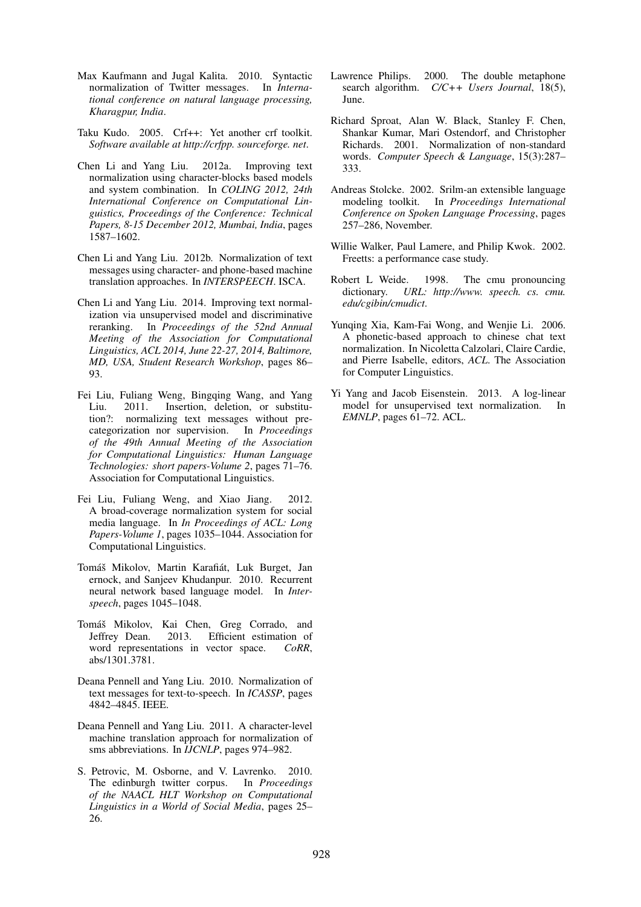Max Kaufmann and Jugal Kalita. 2010. Syntactic normalization of Twitter messages. In *International conference on natural language processing, Kharagpur, India*.

Taku Kudo. 2005. Crf++: Yet another crf toolkit. *Software available at http://crfpp. sourceforge. net*.

Chen Li and Yang Liu. 2012a. Improving text normalization using character-blocks based models and system combination. In *COLING 2012, 24th International Conference on Computational Linguistics, Proceedings of the Conference: Technical Papers, 8-15 December 2012, Mumbai, India*, pages 1587–1602.

Chen Li and Yang Liu. 2012b. Normalization of text messages using character- and phone-based machine translation approaches. In *INTERSPEECH*. ISCA.

Chen Li and Yang Liu. 2014. Improving text normalization via unsupervised model and discriminative reranking. In *Proceedings of the 52nd Annual Meeting of the Association for Computational Linguistics, ACL 2014, June 22-27, 2014, Baltimore, MD, USA, Student Research Workshop*, pages 86–93.

Fei Liu, Fuliang Weng, Bingqing Wang, and Yang Liu. 2011. Insertion, deletion, or substitution?: normalizing text messages without precategorization nor supervision. In *Proceedings of the 49th Annual Meeting of the Association for Computational Linguistics: Human Language Technologies: short papers-Volume 2*, pages 71–76. Association for Computational Linguistics.

Fei Liu, Fuliang Weng, and Xiao Jiang. 2012. A broad-coverage normalization system for social media language. In *In Proceedings of ACL: Long Papers-Volume 1*, pages 1035–1044. Association for Computational Linguistics.

Tomáš Mikolov, Martin Karafiát, Luk Burget, Jan ernock, and Sanjeev Khudanpur. 2010. Recurrent neural network based language model. In *Interspeech*, pages 1045–1048.

Tomáš Mikolov, Kai Chen, Greg Corrado, and Jeffrey Dean. 2013. Efficient estimation of word representations in vector space. *CoRR*, abs/1301.3781.

Deana Pennell and Yang Liu. 2010. Normalization of text messages for text-to-speech. In *ICASSP*, pages 4842–4845. IEEE.

Deana Pennell and Yang Liu. 2011. A character-level machine translation approach for normalization of sms abbreviations. In *IJCNLP*, pages 974–982.

S. Petrovic, M. Osborne, and V. Lavrenko. 2010. The edinburgh twitter corpus. In *Proceedings of the NAACL HLT Workshop on Computational Linguistics in a World of Social Media*, pages 25–26.

Lawrence Philips. 2000. The double metaphone search algorithm. *C/C++ Users Journal*, 18(5), June.

Richard Sproat, Alan W. Black, Stanley F. Chen, Shankar Kumar, Mari Ostendorf, and Christopher Richards. 2001. Normalization of non-standard words. *Computer Speech & Language*, 15(3):287–333.

Andreas Stolcke. 2002. Srilm-an extensible language modeling toolkit. In *Proceedings International Conference on Spoken Language Processing*, pages 257–286, November.

Willie Walker, Paul Lamere, and Philip Kwok. 2002. Freetts: a performance case study.

Robert L Weide. 1998. The cmu pronouncing dictionary. *URL: http://www. speech. cs. cmu. edu/cgibin/cmudict*.

Yunqing Xia, Kam-Fai Wong, and Wenjie Li. 2006. A phonetic-based approach to chinese chat text normalization. In Nicoletta Calzolari, Claire Cardie, and Pierre Isabelle, editors, *ACL*. The Association for Computer Linguistics.

Yi Yang and Jacob Eisenstein. 2013. A log-linear model for unsupervised text normalization. In *EMNLP*, pages 61–72. ACL.